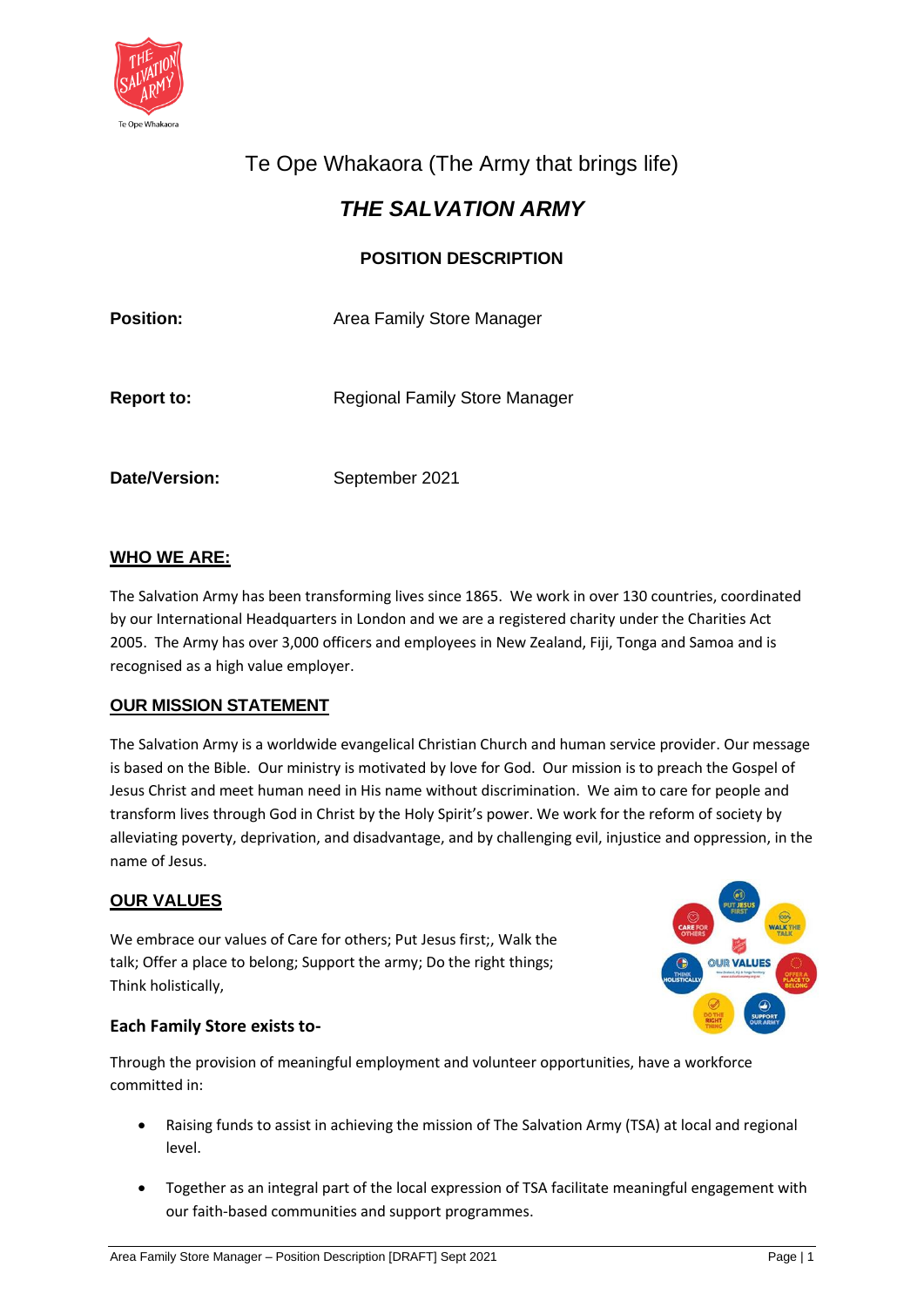Te Ope Whakaora (The Army that brings life)

# *THE SALVATION ARMY*

## POSITION DESCRIPTION

**Position:** Area Family Store Manager

**Report to:** Regional Family Store Manager

**Date/Version:** September 2021

## WHO WE ARE:

The Salvation Army has been transforming lives since 1865. We work in over 130 countries, coordinated by our International Headquarters in London and we are a registered charity under the Charities Act 2005. The Army has over 3,000 officers and employees in New Zealand, Fiji, Tonga and Samoa and is recognised as a high value employer.

## OUR MISSION STATEMENT

The Salvation Army is a worldwide evangelical Christian Church and human service provider. Our message is based on the Bible. Our ministry is motivated by love for God. Our mission is to preach the Gospel of Jesus Christ and meet human need in His name without discrimination. We aim to care for people and transform lives through God in Christ by the Holy Spirit's power. We work for the reform of society by alleviating poverty, deprivation, and disadvantage, and by challenging evil, injustice and oppression, in the name of Jesus.

## OUR VALUES

We embrace our values of Care for others; Put Jesus first;, Walk the talk; Offer a place to belong; Support the army; Do the right things; Think holistically,

### Each Family Store exists to-

Through the provision of meaningful employment and volunteer opportunities, have a workforce committed in:

- Raising funds to assist in achieving the mission of The Salvation Army (TSA) at local and regional level.
- Together as an integral part of the local expression of TSA facilitate meaningful engagement with our faith-based communities and support programmes.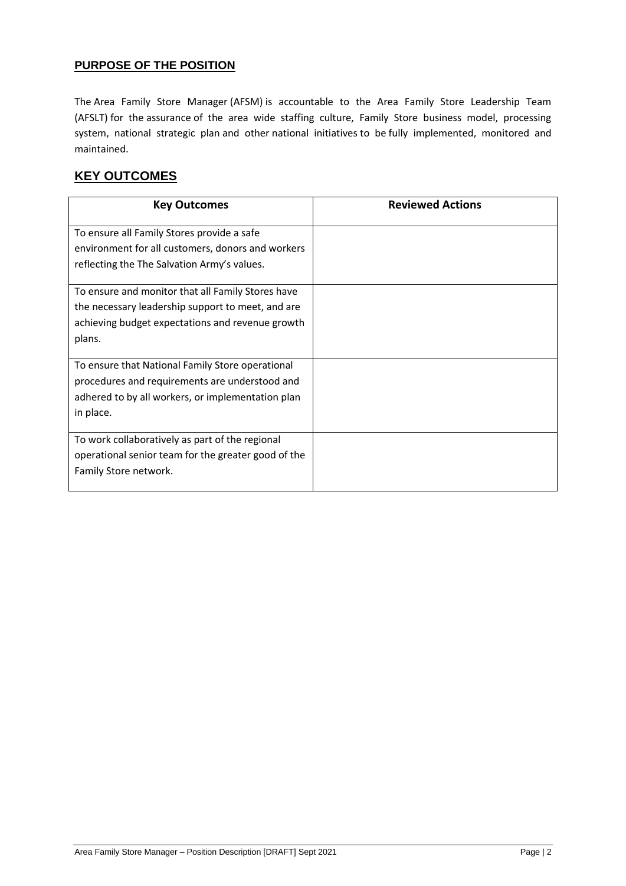## PURPOSE OF THE POSITION

The Area Family Store Manager (AFSM) is accountable to the Area Family Store Leadership Team (AFSLT) for the assurance of the area wide staffing culture, Family Store business model, processing system, national strategic plan and other national initiatives to be fully implemented, monitored and maintained.

## KEY OUTCOMES

| Key Outcomes | Reviewed Actions |
|---|---|
| To ensure all Family Stores provide a safe environment for all customers, donors and workers reflecting the The Salvation Army's values. | |
| To ensure and monitor that all Family Stores have the necessary leadership support to meet, and are achieving budget expectations and revenue growth plans. | |
| To ensure that National Family Store operational procedures and requirements are understood and adhered to by all workers, or implementation plan in place. | |
| To work collaboratively as part of the regional operational senior team for the greater good of the Family Store network. | |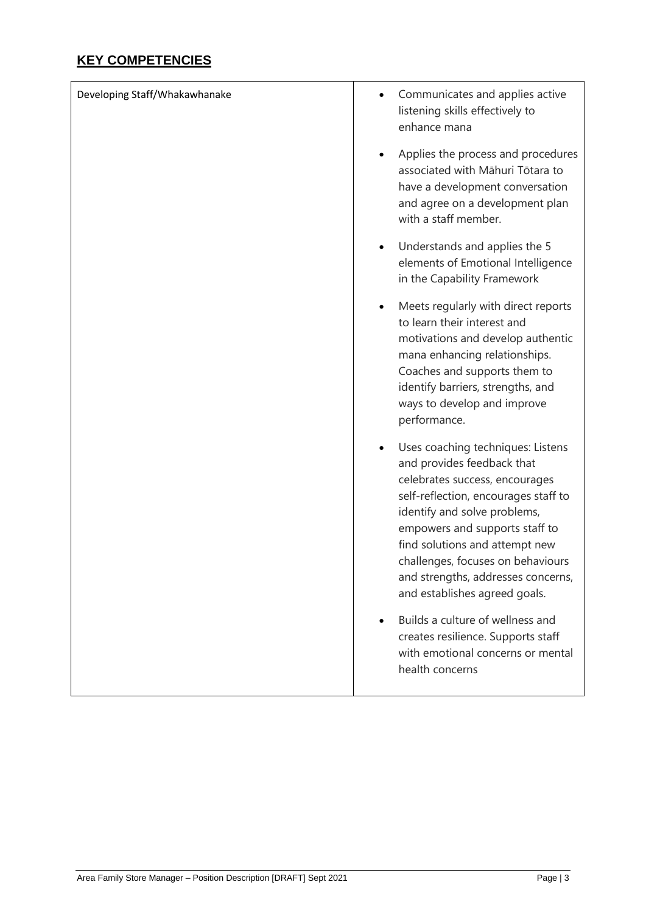## KEY COMPETENCIES

| Developing Staff/Whakawhanake | • Communicates and applies active listening skills effectively to enhance mana<br>• Applies the process and procedures associated with Māhuri Tōtara to have a development conversation and agree on a development plan with a staff member.<br>• Understands and applies the 5 elements of Emotional Intelligence in the Capability Framework<br>• Meets regularly with direct reports to learn their interest and motivations and develop authentic mana enhancing relationships. Coaches and supports them to identify barriers, strengths, and ways to develop and improve performance.<br>• Uses coaching techniques: Listens and provides feedback that celebrates success, encourages self-reflection, encourages staff to identify and solve problems, empowers and supports staff to find solutions and attempt new challenges, focuses on behaviours and strengths, addresses concerns, and establishes agreed goals.<br>• Builds a culture of wellness and creates resilience. Supports staff with emotional concerns or mental health concerns |
|---|---|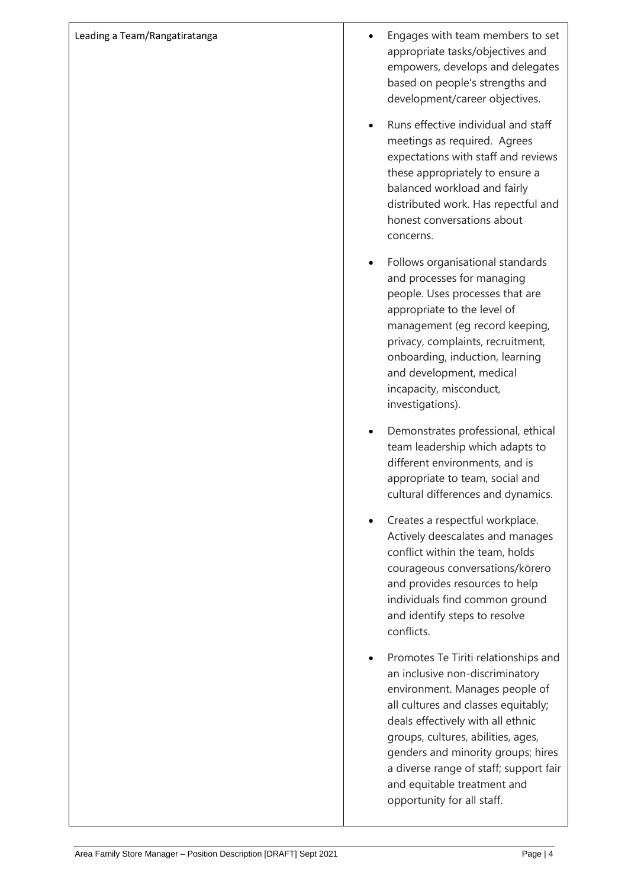| Leading a Team/Rangatiratanga | <ul><li>Engages with team members to set appropriate tasks/objectives and empowers, develops and delegates based on people's strengths and development/career objectives.</li><li>Runs effective individual and staff meetings as required. Agrees expectations with staff and reviews these appropriately to ensure a balanced workload and fairly distributed work. Has repectful and honest conversations about concerns.</li><li>Follows organisational standards and processes for managing people. Uses processes that are appropriate to the level of management (eg record keeping, privacy, complaints, recruitment, onboarding, induction, learning and development, medical incapacity, misconduct, investigations).</li><li>Demonstrates professional, ethical team leadership which adapts to different environments, and is appropriate to team, social and cultural differences and dynamics.</li><li>Creates a respectful workplace. Actively deescalates and manages conflict within the team, holds courageous conversations/kōrero and provides resources to help individuals find common ground and identify steps to resolve conflicts.</li><li>Promotes Te Tiriti relationships and an inclusive non-discriminatory environment. Manages people of all cultures and classes equitably; deals effectively with all ethnic groups, cultures, abilities, ages, genders and minority groups; hires a diverse range of staff; support fair and equitable treatment and opportunity for all staff.</li></ul> |
|---|---|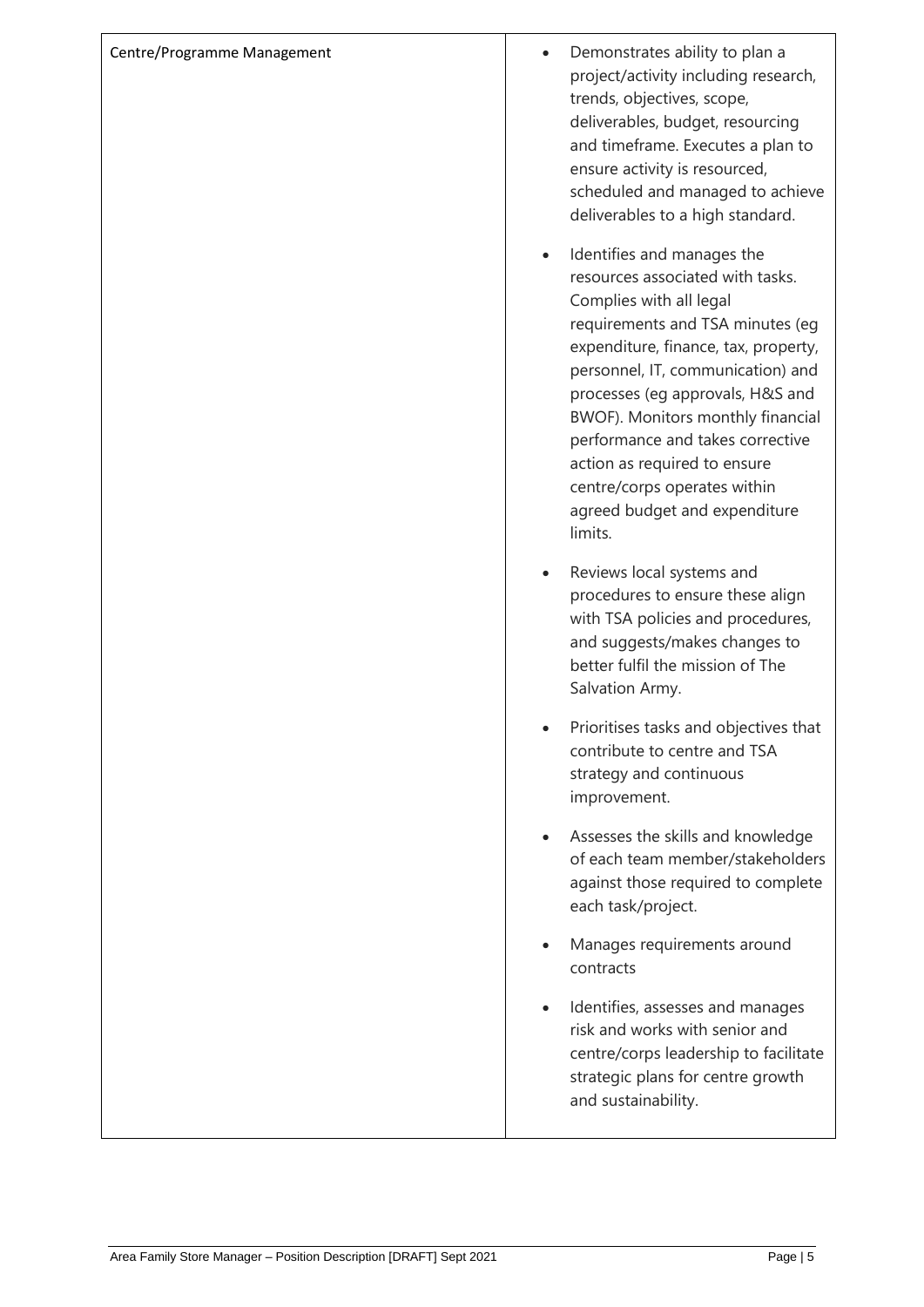| | |
|---|---|
| Centre/Programme Management | • Demonstrates ability to plan a project/activity including research, trends, objectives, scope, deliverables, budget, resourcing and timeframe. Executes a plan to ensure activity is resourced, scheduled and managed to achieve deliverables to a high standard.<br><br>• Identifies and manages the resources associated with tasks. Complies with all legal requirements and TSA minutes (eg expenditure, finance, tax, property, personnel, IT, communication) and processes (eg approvals, H&S and BWOF). Monitors monthly financial performance and takes corrective action as required to ensure centre/corps operates within agreed budget and expenditure limits.<br><br>• Reviews local systems and procedures to ensure these align with TSA policies and procedures, and suggests/makes changes to better fulfil the mission of The Salvation Army.<br><br>• Prioritises tasks and objectives that contribute to centre and TSA strategy and continuous improvement.<br><br>• Assesses the skills and knowledge of each team member/stakeholders against those required to complete each task/project.<br><br>• Manages requirements around contracts<br><br>• Identifies, assesses and manages risk and works with senior and centre/corps leadership to facilitate strategic plans for centre growth and sustainability. |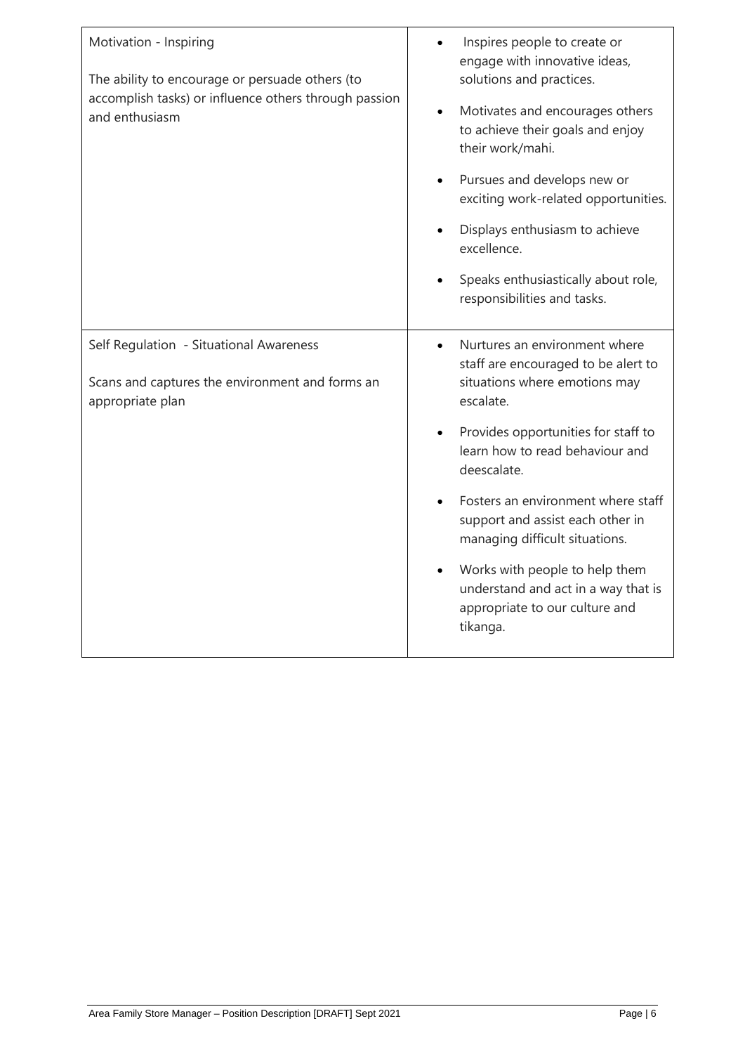| | |
|---|---|
| Motivation - Inspiring<br><br>The ability to encourage or persuade others (to accomplish tasks) or influence others through passion and enthusiasm | • Inspires people to create or engage with innovative ideas, solutions and practices.<br>• Motivates and encourages others to achieve their goals and enjoy their work/mahi.<br>• Pursues and develops new or exciting work-related opportunities.<br>• Displays enthusiasm to achieve excellence.<br>• Speaks enthusiastically about role, responsibilities and tasks. |
| Self Regulation - Situational Awareness<br><br>Scans and captures the environment and forms an appropriate plan | • Nurtures an environment where staff are encouraged to be alert to situations where emotions may escalate.<br>• Provides opportunities for staff to learn how to read behaviour and deescalate.<br>• Fosters an environment where staff support and assist each other in managing difficult situations.<br>• Works with people to help them understand and act in a way that is appropriate to our culture and tikanga. |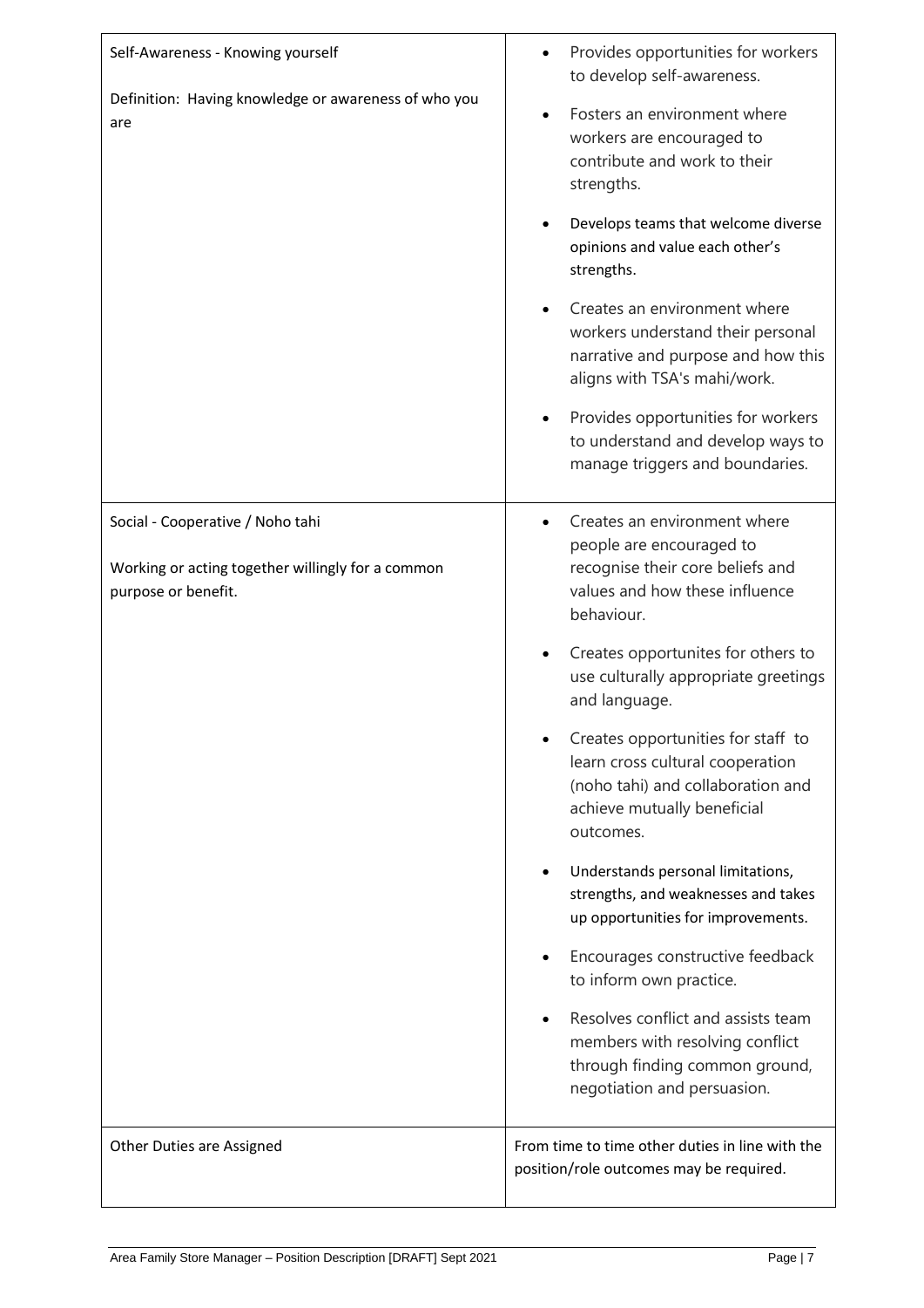| | |
|---|---|
| Self-Awareness - Knowing yourself<br><br>Definition: Having knowledge or awareness of who you are | • Provides opportunities for workers to develop self-awareness.<br>• Fosters an environment where workers are encouraged to contribute and work to their strengths.<br>• Develops teams that welcome diverse opinions and value each other's strengths.<br>• Creates an environment where workers understand their personal narrative and purpose and how this aligns with TSA's mahi/work.<br>• Provides opportunities for workers to understand and develop ways to manage triggers and boundaries. |
| Social - Cooperative / Noho tahi<br><br>Working or acting together willingly for a common purpose or benefit. | • Creates an environment where people are encouraged to recognise their core beliefs and values and how these influence behaviour.<br>• Creates opportunites for others to use culturally appropriate greetings and language.<br>• Creates opportunities for staff to learn cross cultural cooperation (noho tahi) and collaboration and achieve mutually beneficial outcomes.<br>• Understands personal limitations, strengths, and weaknesses and takes up opportunities for improvements.<br>• Encourages constructive feedback to inform own practice.<br>• Resolves conflict and assists team members with resolving conflict through finding common ground, negotiation and persuasion. |
| Other Duties are Assigned | From time to time other duties in line with the position/role outcomes may be required. |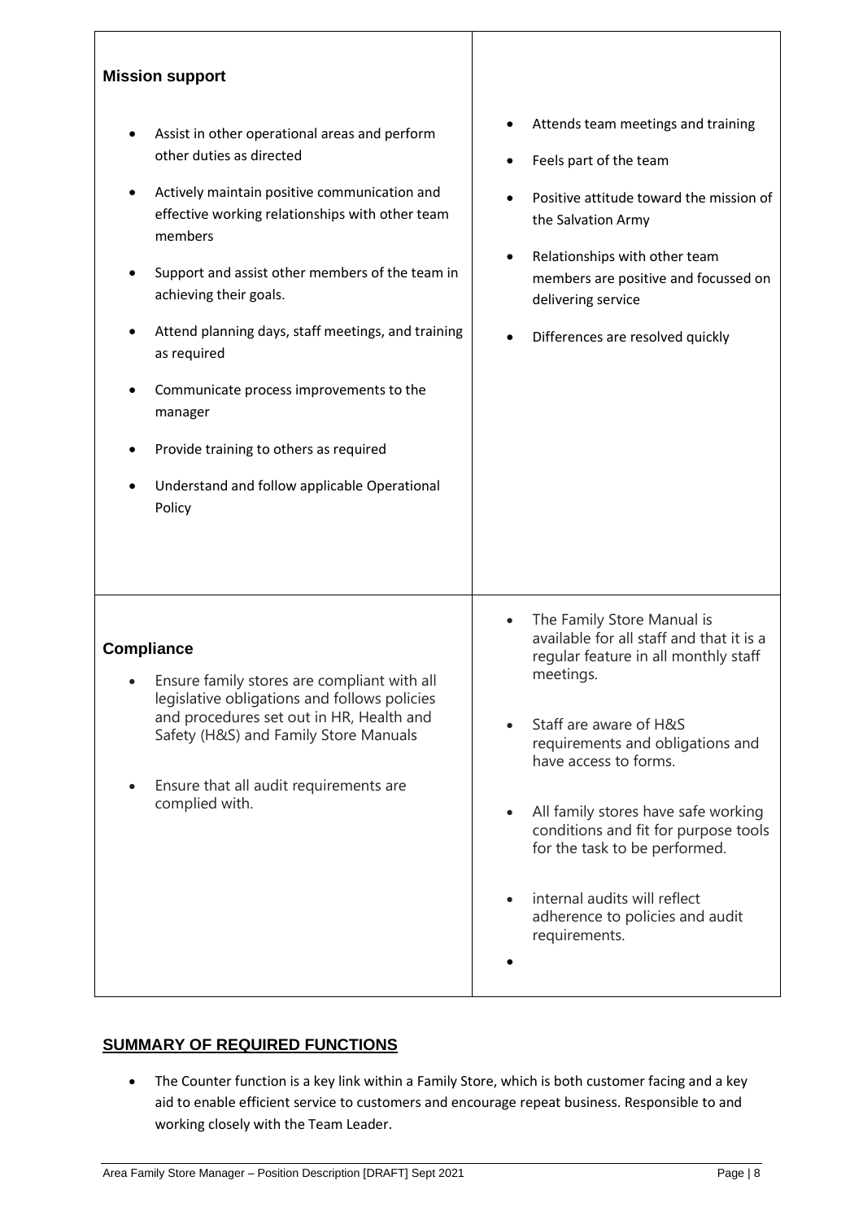| | |
|---|---|
| **Mission support**<br><br>• Assist in other operational areas and perform other duties as directed<br>• Actively maintain positive communication and effective working relationships with other team members<br>• Support and assist other members of the team in achieving their goals.<br>• Attend planning days, staff meetings, and training as required<br>• Communicate process improvements to the manager<br>• Provide training to others as required<br>• Understand and follow applicable Operational Policy | • Attends team meetings and training<br>• Feels part of the team<br>• Positive attitude toward the mission of the Salvation Army<br>• Relationships with other team members are positive and focussed on delivering service<br>• Differences are resolved quickly |
| **Compliance**<br><br>• Ensure family stores are compliant with all legislative obligations and follows policies and procedures set out in HR, Health and Safety (H&S) and Family Store Manuals<br>• Ensure that all audit requirements are complied with. | • The Family Store Manual is available for all staff and that it is a regular feature in all monthly staff meetings.<br>• Staff are aware of H&S requirements and obligations and have access to forms.<br>• All family stores have safe working conditions and fit for purpose tools for the task to be performed.<br>• internal audits will reflect adherence to policies and audit requirements.<br>• |

## SUMMARY OF REQUIRED FUNCTIONS

- The Counter function is a key link within a Family Store, which is both customer facing and a key aid to enable efficient service to customers and encourage repeat business. Responsible to and working closely with the Team Leader.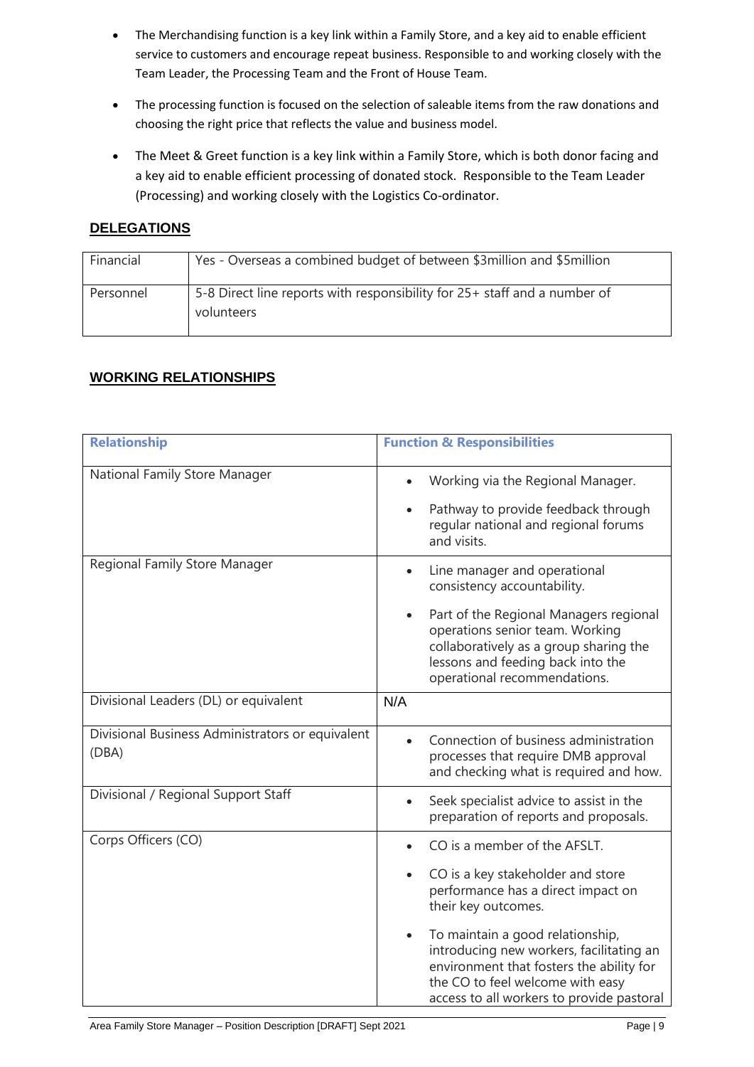- The Merchandising function is a key link within a Family Store, and a key aid to enable efficient service to customers and encourage repeat business. Responsible to and working closely with the Team Leader, the Processing Team and the Front of House Team.
- The processing function is focused on the selection of saleable items from the raw donations and choosing the right price that reflects the value and business model.
- The Meet & Greet function is a key link within a Family Store, which is both donor facing and a key aid to enable efficient processing of donated stock. Responsible to the Team Leader (Processing) and working closely with the Logistics Co-ordinator.

## DELEGATIONS

| | |
|---|---|
| Financial | Yes - Overseas a combined budget of between $3million and $5million |
| Personnel | 5-8 Direct line reports with responsibility for 25+ staff and a number of volunteers |

## WORKING RELATIONSHIPS

| Relationship | Function & Responsibilities |
|---|---|
| National Family Store Manager | • Working via the Regional Manager.<br>• Pathway to provide feedback through regular national and regional forums and visits. |
| Regional Family Store Manager | • Line manager and operational consistency accountability.<br>• Part of the Regional Managers regional operations senior team. Working collaboratively as a group sharing the lessons and feeding back into the operational recommendations. |
| Divisional Leaders (DL) or equivalent | N/A |
| Divisional Business Administrators or equivalent (DBA) | • Connection of business administration processes that require DMB approval and checking what is required and how. |
| Divisional / Regional Support Staff | • Seek specialist advice to assist in the preparation of reports and proposals. |
| Corps Officers (CO) | • CO is a member of the AFSLT.<br>• CO is a key stakeholder and store performance has a direct impact on their key outcomes.<br>• To maintain a good relationship, introducing new workers, facilitating an environment that fosters the ability for the CO to feel welcome with easy access to all workers to provide pastoral |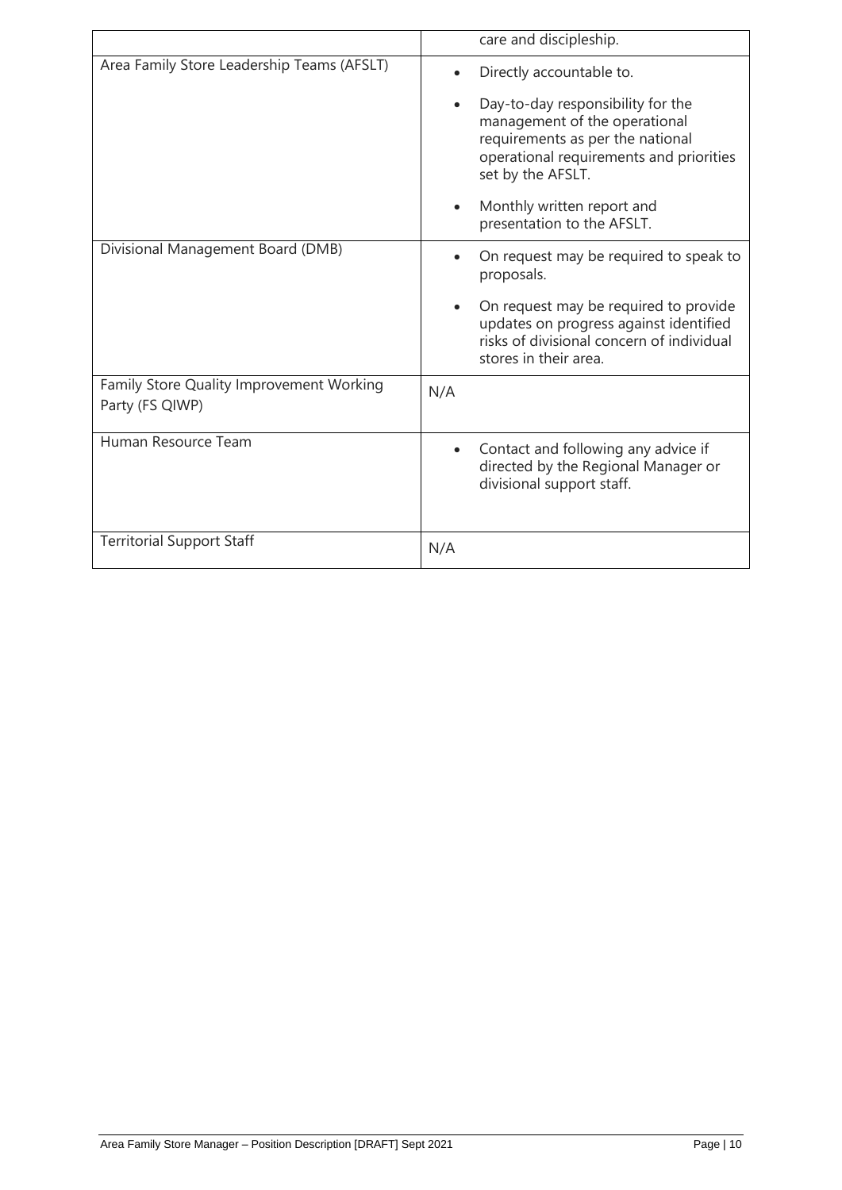| | |
|---|---|
| | care and discipleship. |
| Area Family Store Leadership Teams (AFSLT) | • Directly accountable to.<br>• Day-to-day responsibility for the management of the operational requirements as per the national operational requirements and priorities set by the AFSLT.<br>• Monthly written report and presentation to the AFSLT. |
| Divisional Management Board (DMB) | • On request may be required to speak to proposals.<br>• On request may be required to provide updates on progress against identified risks of divisional concern of individual stores in their area. |
| Family Store Quality Improvement Working Party (FS QIWP) | N/A |
| Human Resource Team | • Contact and following any advice if directed by the Regional Manager or divisional support staff. |
| Territorial Support Staff | N/A |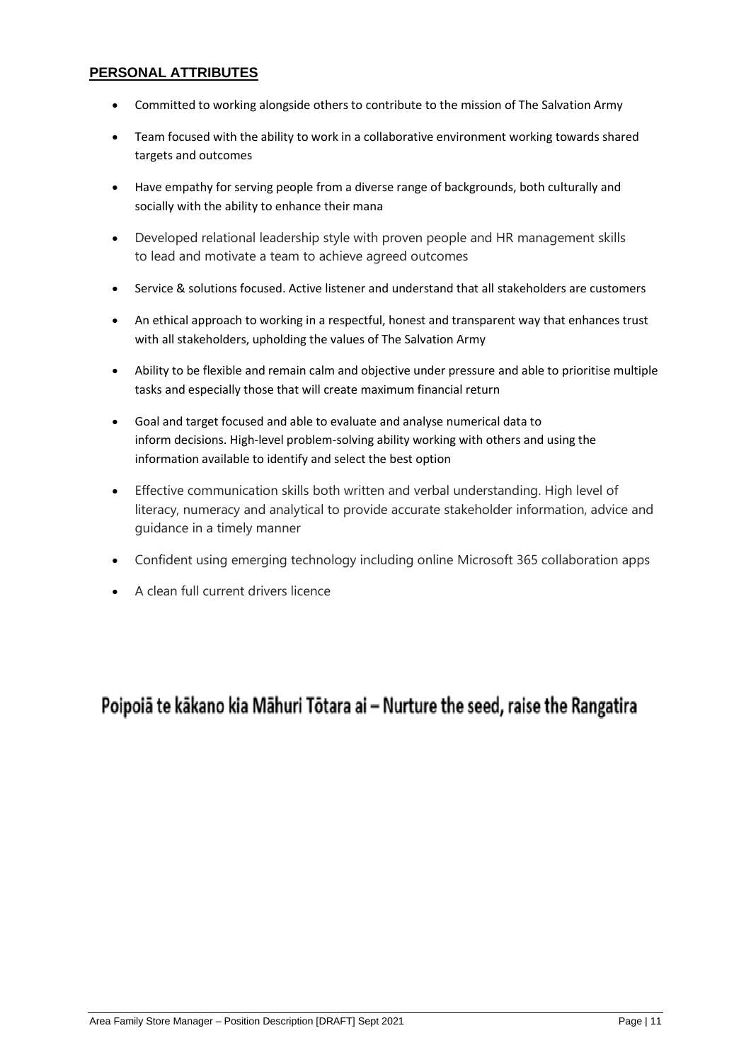## PERSONAL ATTRIBUTES

- Committed to working alongside others to contribute to the mission of The Salvation Army
- Team focused with the ability to work in a collaborative environment working towards shared targets and outcomes
- Have empathy for serving people from a diverse range of backgrounds, both culturally and socially with the ability to enhance their mana
- Developed relational leadership style with proven people and HR management skills to lead and motivate a team to achieve agreed outcomes
- Service & solutions focused. Active listener and understand that all stakeholders are customers
- An ethical approach to working in a respectful, honest and transparent way that enhances trust with all stakeholders, upholding the values of The Salvation Army
- Ability to be flexible and remain calm and objective under pressure and able to prioritise multiple tasks and especially those that will create maximum financial return
- Goal and target focused and able to evaluate and analyse numerical data to inform decisions. High-level problem-solving ability working with others and using the information available to identify and select the best option
- Effective communication skills both written and verbal understanding. High level of literacy, numeracy and analytical to provide accurate stakeholder information, advice and guidance in a timely manner
- Confident using emerging technology including online Microsoft 365 collaboration apps
- A clean full current drivers licence

# Poipoiā te kākano kia Māhuri Tōtara ai – Nurture the seed, raise the Rangatira